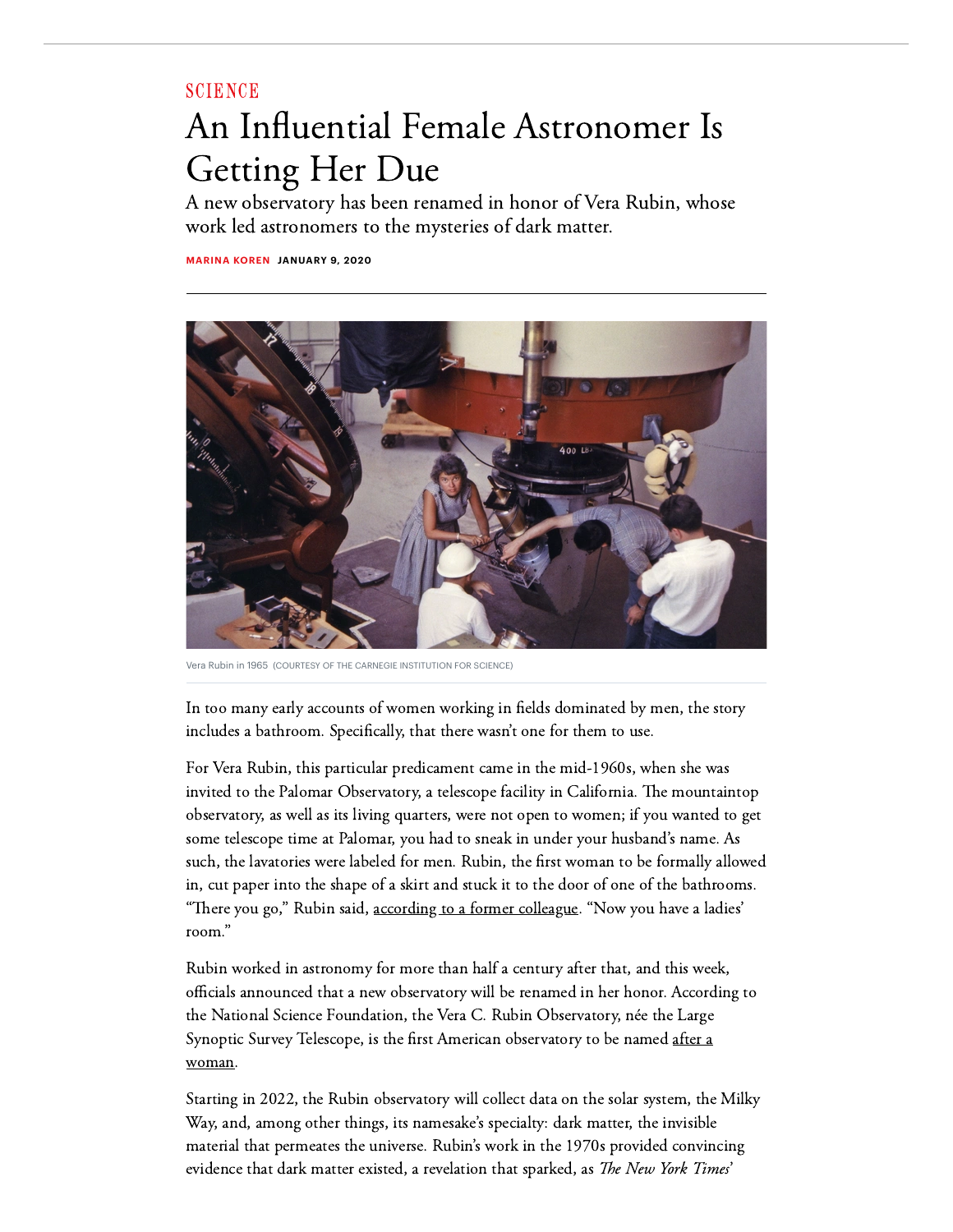SCIENCE

# An Influential Female Astronomer Is Getting Her Due

A new observatory has been renamed in honor of Vera Rubin, whose work led astronomers to the mysteries of dark matter.

**MARINA KOREN** **JANUARY 9, 2020**

Vera Rubin in 1965 (COURTESY OF THE CARNEGIE INSTITUTION FOR SCIENCE)

In too many early accounts of women working in fields dominated by men, the story includes a bathroom. Specifically, that there wasn't one for them to use.

For Vera Rubin, this particular predicament came in the mid-1960s, when she was invited to the Palomar Observatory, a telescope facility in California. The mountaintop observatory, as well as its living quarters, were not open to women; if you wanted to get some telescope time at Palomar, you had to sneak in under your husband's name. As such, the lavatories were labeled for men. Rubin, the first woman to be formally allowed in, cut paper into the shape of a skirt and stuck it to the door of one of the bathrooms. "There you go," Rubin said, according to a former colleague. "Now you have a ladies' room."

Rubin worked in astronomy for more than half a century after that, and this week, officials announced that a new observatory will be renamed in her honor. According to the National Science Foundation, the Vera C. Rubin Observatory, née the Large Synoptic Survey Telescope, is the first American observatory to be named after a woman.

Starting in 2022, the Rubin observatory will collect data on the solar system, the Milky Way, and, among other things, its namesake's specialty: dark matter, the invisible material that permeates the universe. Rubin's work in the 1970s provided convincing evidence that dark matter existed, a revelation that sparked, as *The New York Times'*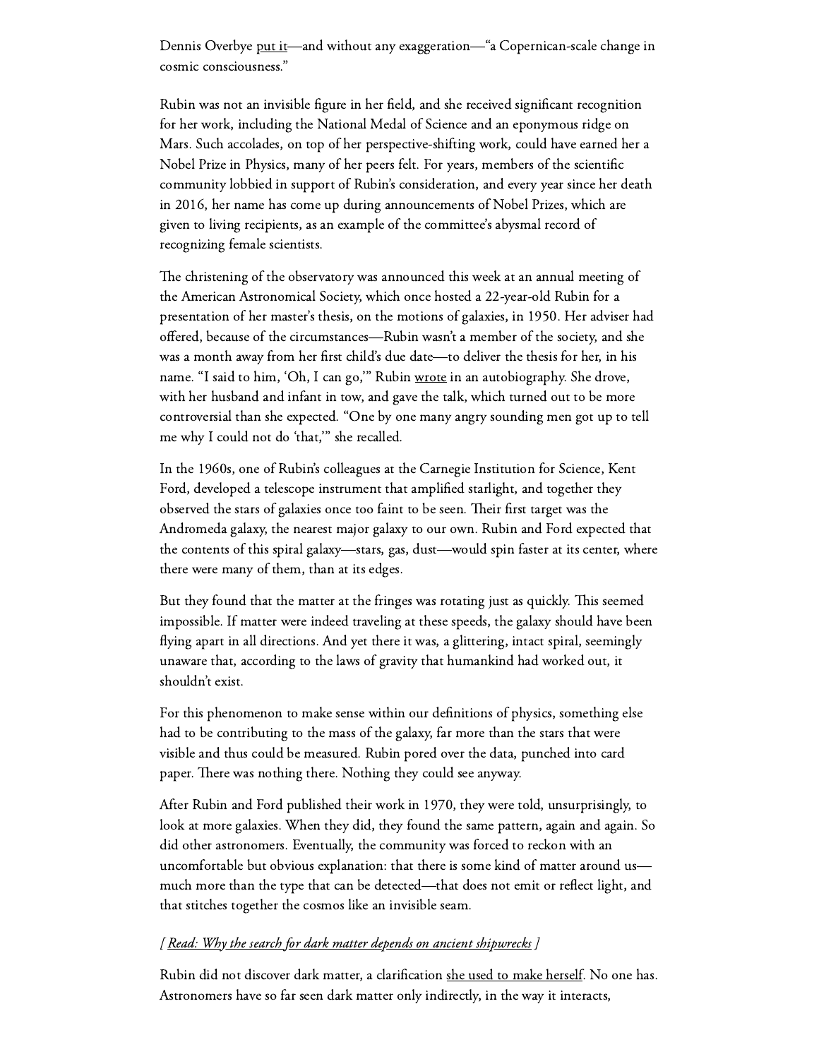Dennis Overbye put it—and without any exaggeration—"a Copernican-scale change in cosmic consciousness."

Rubin was not an invisible figure in her field, and she received significant recognition for her work, including the National Medal of Science and an eponymous ridge on Mars. Such accolades, on top of her perspective-shifting work, could have earned her a Nobel Prize in Physics, many of her peers felt. For years, members of the scientific community lobbied in support of Rubin's consideration, and every year since her death in 2016, her name has come up during announcements of Nobel Prizes, which are given to living recipients, as an example of the committee's abysmal record of recognizing female scientists.

The christening of the observatory was announced this week at an annual meeting of the American Astronomical Society, which once hosted a 22-year-old Rubin for a presentation of her master's thesis, on the motions of galaxies, in 1950. Her adviser had offered, because of the circumstances—Rubin wasn't a member of the society, and she was a month away from her first child's due date—to deliver the thesis for her, in his name. "I said to him, 'Oh, I can go,'" Rubin wrote in an autobiography. She drove, with her husband and infant in tow, and gave the talk, which turned out to be more controversial than she expected. "One by one many angry sounding men got up to tell me why I could not do 'that,'" she recalled.

In the 1960s, one of Rubin's colleagues at the Carnegie Institution for Science, Kent Ford, developed a telescope instrument that amplified starlight, and together they observed the stars of galaxies once too faint to be seen. Their first target was the Andromeda galaxy, the nearest major galaxy to our own. Rubin and Ford expected that the contents of this spiral galaxy—stars, gas, dust—would spin faster at its center, where there were many of them, than at its edges.

But they found that the matter at the fringes was rotating just as quickly. This seemed impossible. If matter were indeed traveling at these speeds, the galaxy should have been flying apart in all directions. And yet there it was, a glittering, intact spiral, seemingly unaware that, according to the laws of gravity that humankind had worked out, it shouldn't exist.

For this phenomenon to make sense within our definitions of physics, something else had to be contributing to the mass of the galaxy, far more than the stars that were visible and thus could be measured. Rubin pored over the data, punched into card paper. There was nothing there. Nothing they could see anyway.

After Rubin and Ford published their work in 1970, they were told, unsurprisingly, to look at more galaxies. When they did, they found the same pattern, again and again. So did other astronomers. Eventually, the community was forced to reckon with an uncomfortable but obvious explanation: that there is some kind of matter around us—much more than the type that can be detected—that does not emit or reflect light, and that stitches together the cosmos like an invisible seam.

*[ Read: Why the search for dark matter depends on ancient shipwrecks ]*

Rubin did not discover dark matter, a clarification she used to make herself. No one has. Astronomers have so far seen dark matter only indirectly, in the way it interacts,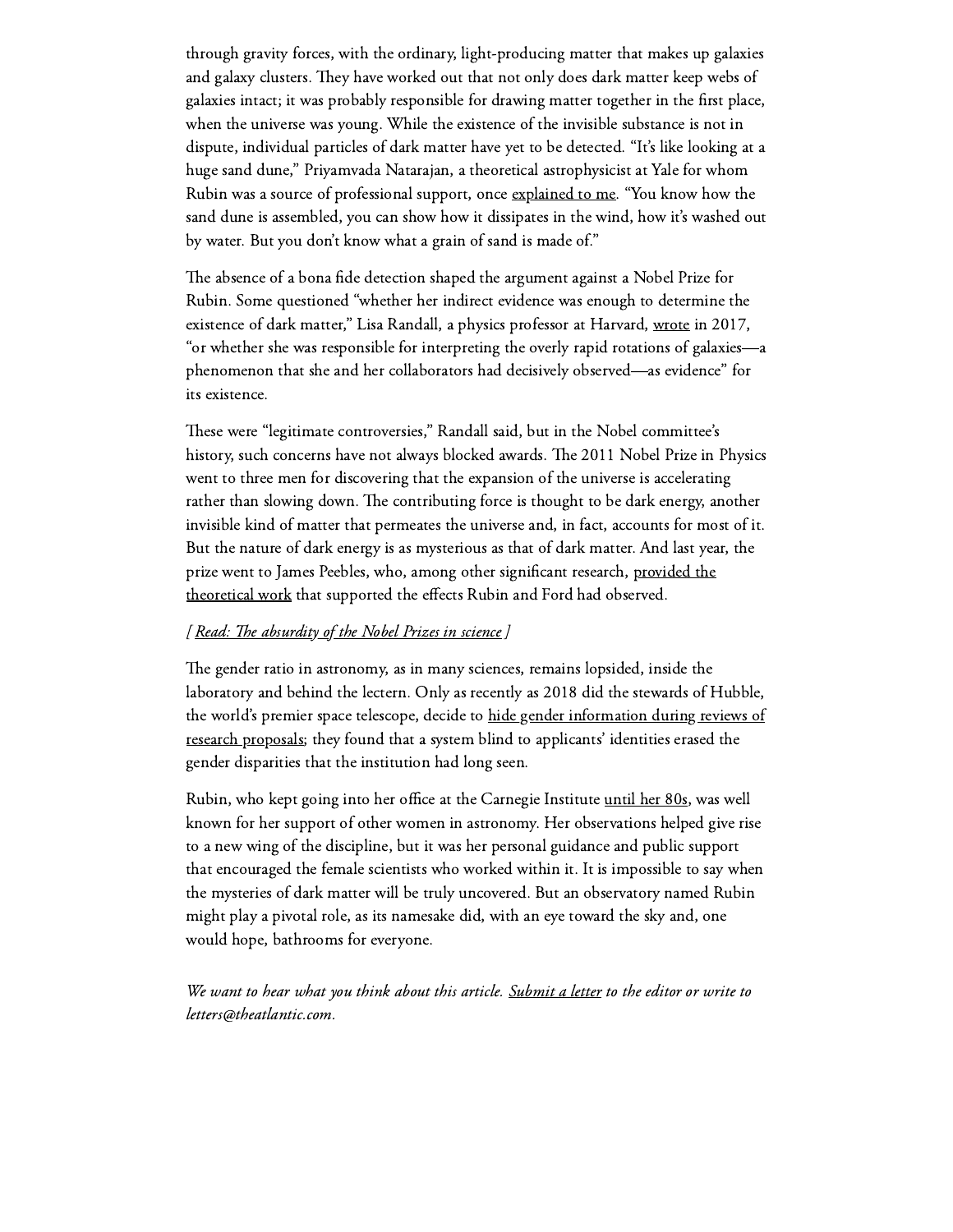through gravity forces, with the ordinary, light-producing matter that makes up galaxies and galaxy clusters. They have worked out that not only does dark matter keep webs of galaxies intact; it was probably responsible for drawing matter together in the first place, when the universe was young. While the existence of the invisible substance is not in dispute, individual particles of dark matter have yet to be detected. "It's like looking at a huge sand dune," Priyamvada Natarajan, a theoretical astrophysicist at Yale for whom Rubin was a source of professional support, once explained to me. "You know how the sand dune is assembled, you can show how it dissipates in the wind, how it's washed out by water. But you don't know what a grain of sand is made of."

The absence of a bona fide detection shaped the argument against a Nobel Prize for Rubin. Some questioned "whether her indirect evidence was enough to determine the existence of dark matter," Lisa Randall, a physics professor at Harvard, wrote in 2017, "or whether she was responsible for interpreting the overly rapid rotations of galaxies—a phenomenon that she and her collaborators had decisively observed—as evidence" for its existence.

These were "legitimate controversies," Randall said, but in the Nobel committee's history, such concerns have not always blocked awards. The 2011 Nobel Prize in Physics went to three men for discovering that the expansion of the universe is accelerating rather than slowing down. The contributing force is thought to be dark energy, another invisible kind of matter that permeates the universe and, in fact, accounts for most of it. But the nature of dark energy is as mysterious as that of dark matter. And last year, the prize went to James Peebles, who, among other significant research, provided the theoretical work that supported the effects Rubin and Ford had observed.

*[ Read: The absurdity of the Nobel Prizes in science ]*

The gender ratio in astronomy, as in many sciences, remains lopsided, inside the laboratory and behind the lectern. Only as recently as 2018 did the stewards of Hubble, the world's premier space telescope, decide to hide gender information during reviews of research proposals; they found that a system blind to applicants' identities erased the gender disparities that the institution had long seen.

Rubin, who kept going into her office at the Carnegie Institute until her 80s, was well known for her support of other women in astronomy. Her observations helped give rise to a new wing of the discipline, but it was her personal guidance and public support that encouraged the female scientists who worked within it. It is impossible to say when the mysteries of dark matter will be truly uncovered. But an observatory named Rubin might play a pivotal role, as its namesake did, with an eye toward the sky and, one would hope, bathrooms for everyone.

*We want to hear what you think about this article. Submit a letter to the editor or write to letters@theatlantic.com.*